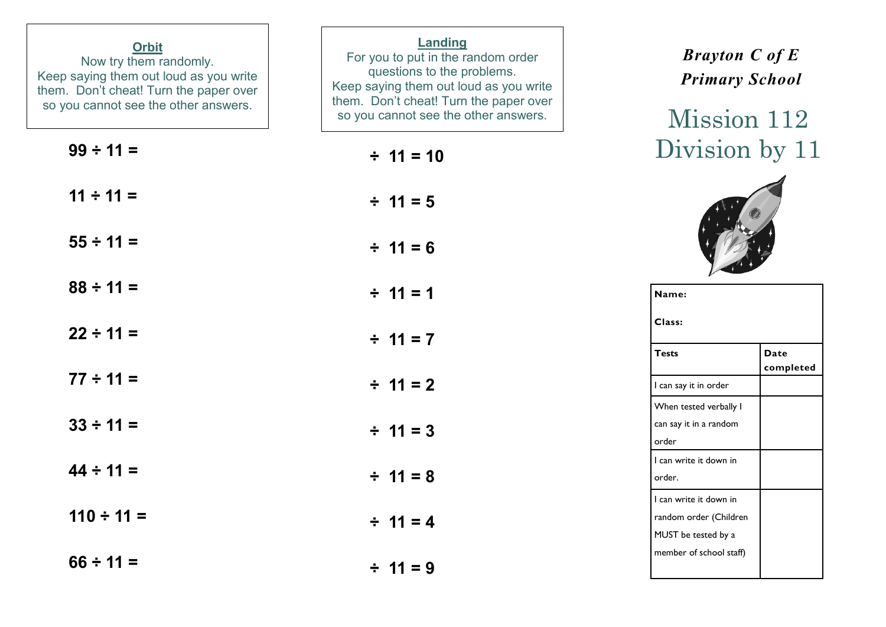**Orbit**

Now try them randomly.
Keep saying them out loud as you write them. Don't cheat! Turn the paper over so you cannot see the other answers.

99 ÷ 11 =

11 ÷ 11 =

55 ÷ 11 =

88 ÷ 11 =

22 ÷ 11 =

77 ÷ 11 =

33 ÷ 11 =

44 ÷ 11 =

110 ÷ 11 =

66 ÷ 11 =

**Landing**

For you to put in the random order questions to the problems.
Keep saying them out loud as you write them. Don't cheat! Turn the paper over so you cannot see the other answers.

÷ 11 = 10

÷ 11 = 5

÷ 11 = 6

÷ 11 = 1

÷ 11 = 7

÷ 11 = 2

÷ 11 = 3

÷ 11 = 8

÷ 11 = 4

÷ 11 = 9

***Brayton C of E Primary School***

# Mission 112 Division by 11

**Name:**

**Class:**

| **Tests** | **Date completed** |
|---|---|
| I can say it in order | |
| When tested verbally I can say it in a random order | |
| I can write it down in order. | |
| I can write it down in random order (Children MUST be tested by a member of school staff) | |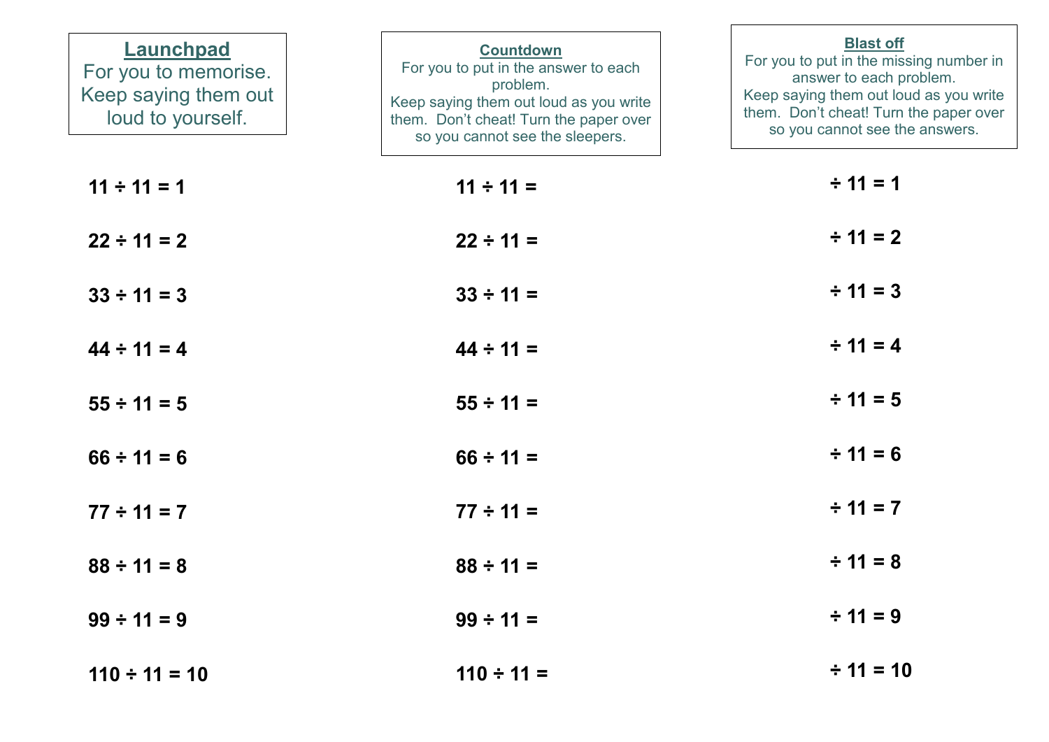**Launchpad**
For you to memorise.
Keep saying them out loud to yourself.

$11 \div 11 = 1$

$22 \div 11 = 2$

$33 \div 11 = 3$

$44 \div 11 = 4$

$55 \div 11 = 5$

$66 \div 11 = 6$

$77 \div 11 = 7$

$88 \div 11 = 8$

$99 \div 11 = 9$

$110 \div 11 = 10$

**Countdown**
For you to put in the answer to each problem.
Keep saying them out loud as you write them. Don't cheat! Turn the paper over so you cannot see the sleepers.

$11 \div 11 =$

$22 \div 11 =$

$33 \div 11 =$

$44 \div 11 =$

$55 \div 11 =$

$66 \div 11 =$

$77 \div 11 =$

$88 \div 11 =$

$99 \div 11 =$

$110 \div 11 =$

**Blast off**
For you to put in the missing number in answer to each problem.
Keep saying them out loud as you write them. Don't cheat! Turn the paper over so you cannot see the answers.

$\div 11 = 1$

$\div 11 = 2$

$\div 11 = 3$

$\div 11 = 4$

$\div 11 = 5$

$\div 11 = 6$

$\div 11 = 7$

$\div 11 = 8$

$\div 11 = 9$

$\div 11 = 10$